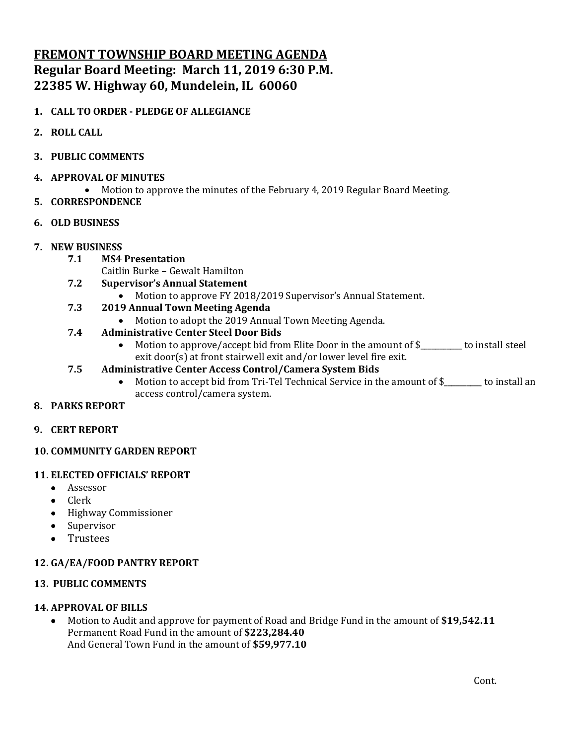# FREMONT TOWNSHIP BOARD MEETING AGENDA

## Regular Board Meeting: March 11, 2019 6:30 P.M.

## 22385 W. Highway 60, Mundelein, IL 60060

1. **CALL TO ORDER - PLEDGE OF ALLEGIANCE**
2. **ROLL CALL**
3. **PUBLIC COMMENTS**
4. **APPROVAL OF MINUTES**
   - Motion to approve the minutes of the February 4, 2019 Regular Board Meeting.
5. **CORRESPONDENCE**
6. **OLD BUSINESS**
7. **NEW BUSINESS**
   - **7.1 MS4 Presentation**
     Caitlin Burke – Gewalt Hamilton
   - **7.2 Supervisor's Annual Statement**
     - Motion to approve FY 2018/2019 Supervisor's Annual Statement.
   - **7.3 2019 Annual Town Meeting Agenda**
     - Motion to adopt the 2019 Annual Town Meeting Agenda.
   - **7.4 Administrative Center Steel Door Bids**
     - Motion to approve/accept bid from Elite Door in the amount of $__________ to install steel exit door(s) at front stairwell exit and/or lower level fire exit.
   - **7.5 Administrative Center Access Control/Camera System Bids**
     - Motion to accept bid from Tri-Tel Technical Service in the amount of $_________ to install an access control/camera system.
8. **PARKS REPORT**
9. **CERT REPORT**
10. **COMMUNITY GARDEN REPORT**
11. **ELECTED OFFICIALS' REPORT**
    - Assessor
    - Clerk
    - Highway Commissioner
    - Supervisor
    - Trustees
12. **GA/EA/FOOD PANTRY REPORT**
13. **PUBLIC COMMENTS**
14. **APPROVAL OF BILLS**
    - Motion to Audit and approve for payment of Road and Bridge Fund in the amount of **$19,542.11**
      Permanent Road Fund in the amount of **$223,284.40**
      And General Town Fund in the amount of **$59,977.10**

Cont.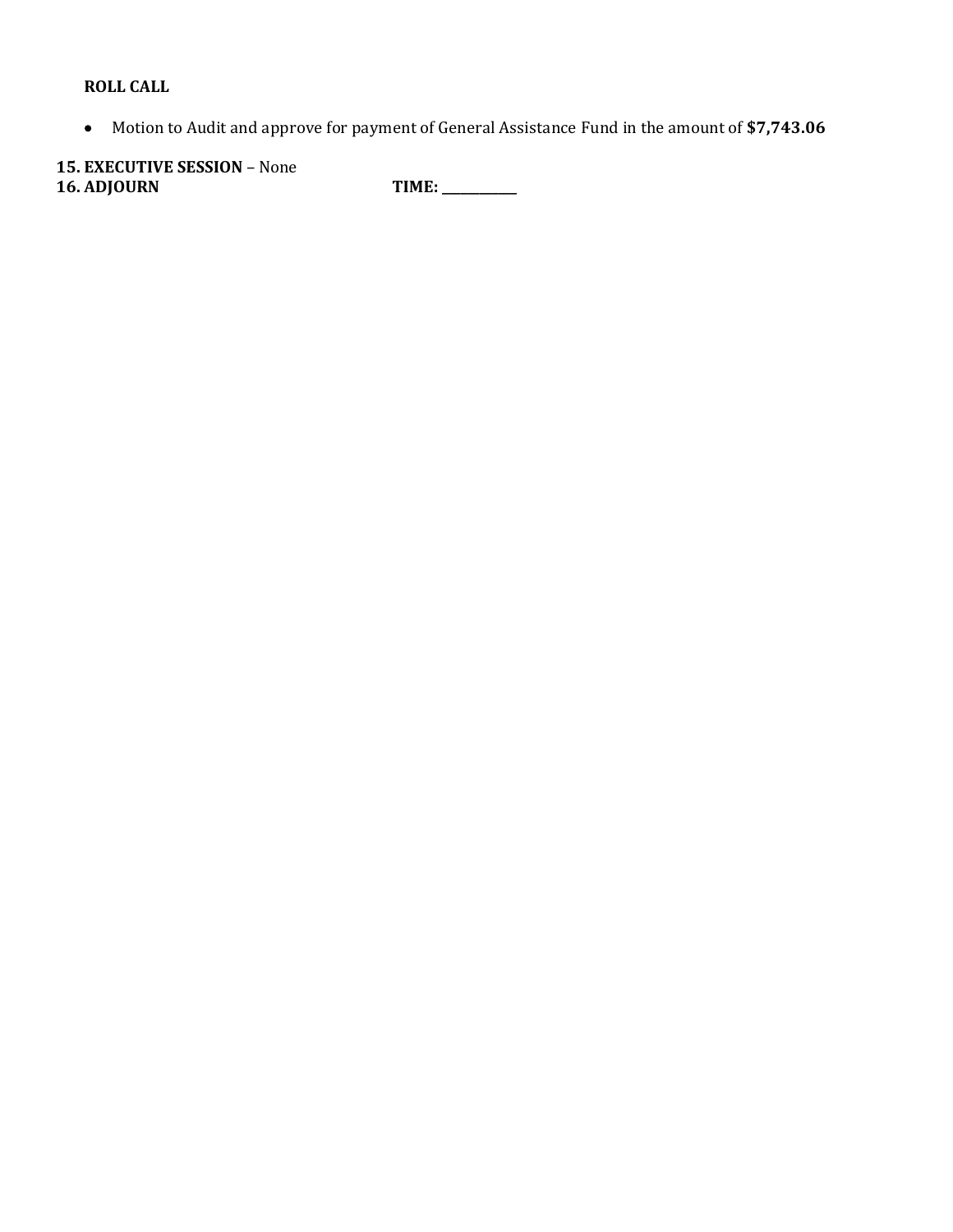**ROLL CALL**

- Motion to Audit and approve for payment of General Assistance Fund in the amount of **$7,743.06**

**15. EXECUTIVE SESSION** – None
**16. ADJOURN** **TIME: ___________**